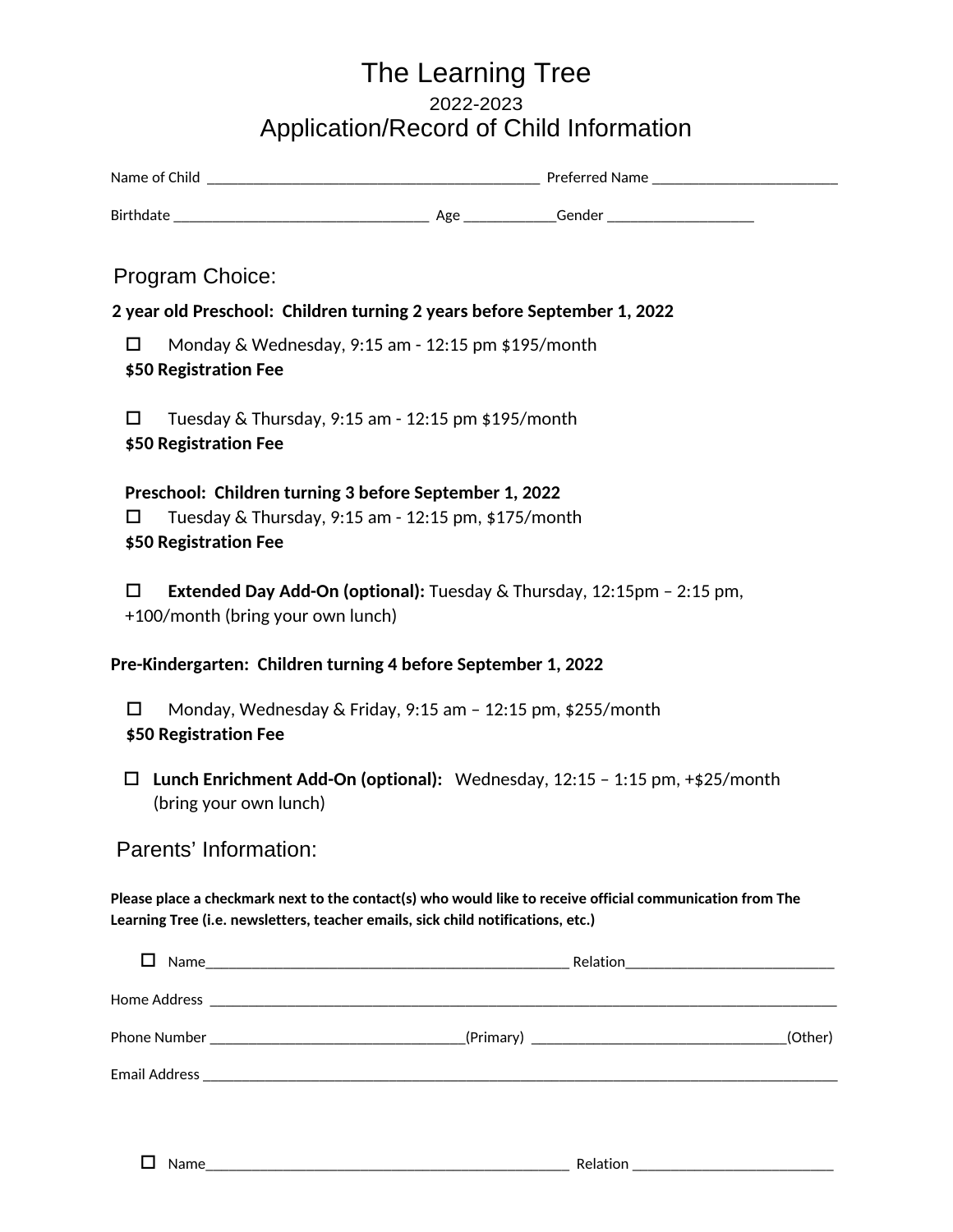# The Learning Tree

2022-2023

## Application/Record of Child Information

Name of Child _____________________________________________ Preferred Name ________________________

Birthdate __________________________________ Age ____________Gender ___________________

## Program Choice:

**2 year old Preschool: Children turning 2 years before September 1, 2022**

☐ Monday & Wednesday, 9:15 am - 12:15 pm $195/month
**$50 Registration Fee**

☐ Tuesday & Thursday, 9:15 am - 12:15 pm $195/month
**$50 Registration Fee**

**Preschool: Children turning 3 before September 1, 2022**

☐ Tuesday & Thursday, 9:15 am - 12:15 pm, $175/month
**$50 Registration Fee**

☐ **Extended Day Add-On (optional):** Tuesday & Thursday, 12:15pm – 2:15 pm, +100/month (bring your own lunch)

**Pre-Kindergarten: Children turning 4 before September 1, 2022**

☐ Monday, Wednesday & Friday, 9:15 am – 12:15 pm, $255/month
**$50 Registration Fee**

☐ **Lunch Enrichment Add-On (optional):** Wednesday, 12:15 – 1:15 pm, +$25/month (bring your own lunch)

## Parents' Information:

**Please place a checkmark next to the contact(s) who would like to receive official communication from The Learning Tree (i.e. newsletters, teacher emails, sick child notifications, etc.)**

☐ Name_________________________________________________ Relation____________________________

Home Address ___________________________________________________________________________________

Phone Number __________________________________(Primary) __________________________________(Other)

Email Address ____________________________________________________________________________________

☐ Name_________________________________________________ Relation ___________________________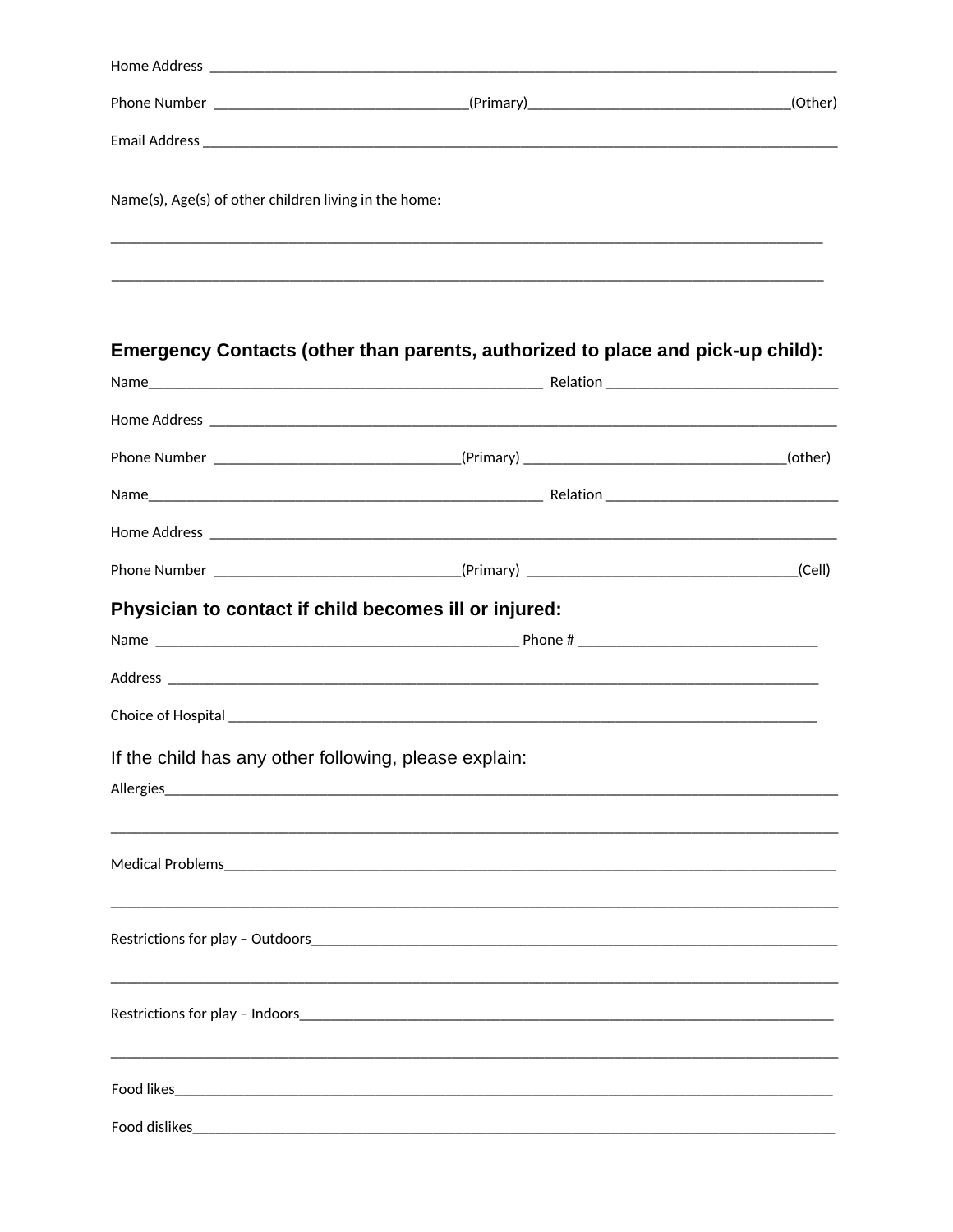Home Address ______________________________________________________________________________________

Phone Number ________________________________(Primary)__________________________________(Other)

Email Address ______________________________________________________________________________________

Name(s), Age(s) of other children living in the home:

______________________________________________________________________________________________

______________________________________________________________________________________________

## Emergency Contacts (other than parents, authorized to place and pick-up child):

Name___________________________________________________ Relation ______________________________

Home Address ______________________________________________________________________________________

Phone Number ________________________________(Primary) __________________________________(other)

Name___________________________________________________ Relation ______________________________

Home Address ______________________________________________________________________________________

Phone Number ________________________________(Primary) __________________________________(Cell)

## Physician to contact if child becomes ill or injured:

Name _______________________________________________ Phone # _______________________________

Address _________________________________________________________________________________________

Choice of Hospital _______________________________________________________________________________

If the child has any other following, please explain:

Allergies____________________________________________________________________________________________

______________________________________________________________________________________________

Medical Problems__________________________________________________________________________________

______________________________________________________________________________________________

Restrictions for play – Outdoors__________________________________________________________________

______________________________________________________________________________________________

Restrictions for play – Indoors___________________________________________________________________

______________________________________________________________________________________________

Food likes_________________________________________________________________________________________

Food dislikes______________________________________________________________________________________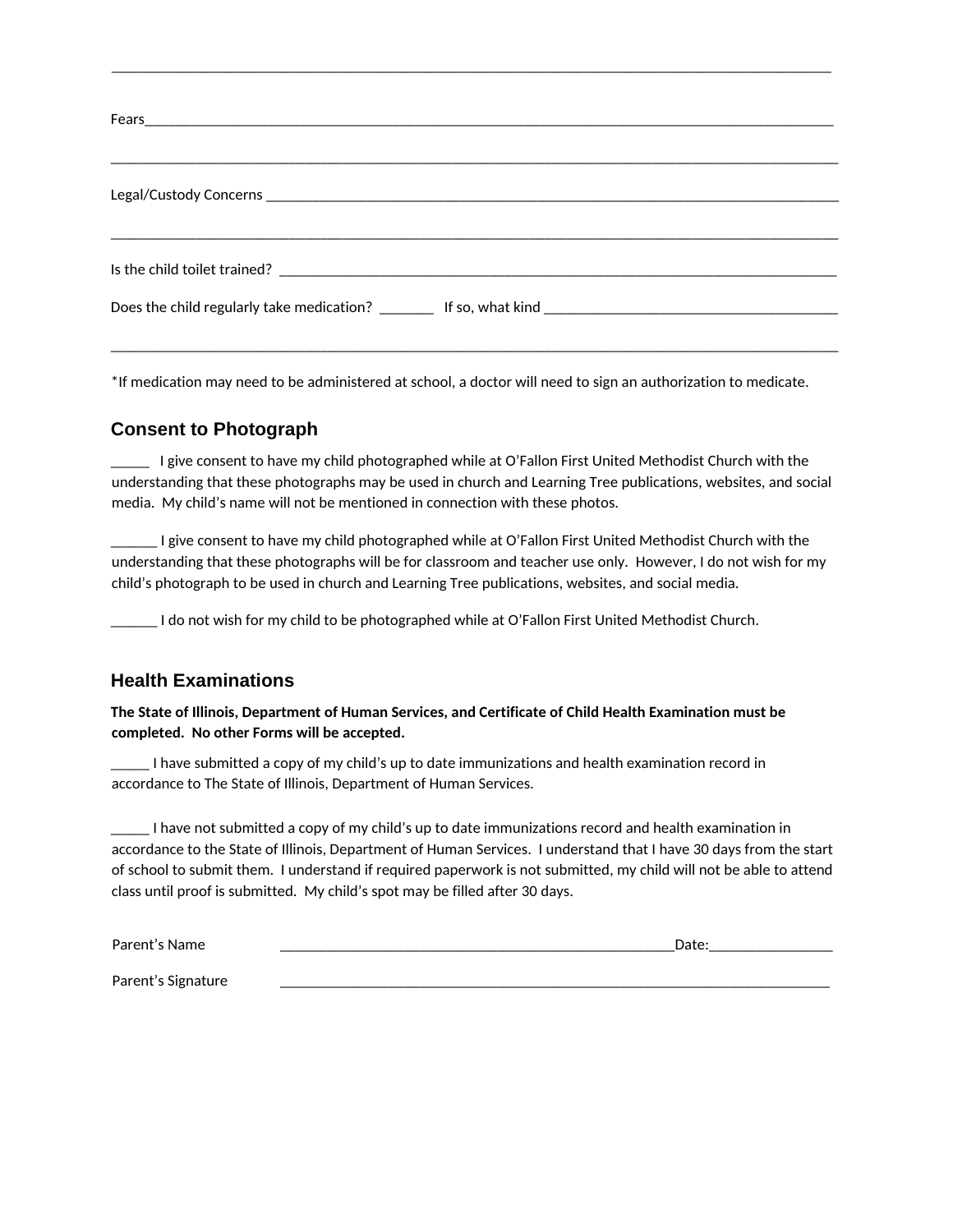______________________________________________________________________________________________

Fears____________________________________________________________________________________________

_______________________________________________________________________________________________

Legal/Custody Concerns ____________________________________________________________________________

_______________________________________________________________________________________________

Is the child toilet trained? __________________________________________________________________________

Does the child regularly take medication? _______ If so, what kind ________________________________________

_______________________________________________________________________________________________

*If medication may need to be administered at school, a doctor will need to sign an authorization to medicate.

## Consent to Photograph

_____ I give consent to have my child photographed while at O'Fallon First United Methodist Church with the understanding that these photographs may be used in church and Learning Tree publications, websites, and social media. My child's name will not be mentioned in connection with these photos.

______ I give consent to have my child photographed while at O'Fallon First United Methodist Church with the understanding that these photographs will be for classroom and teacher use only. However, I do not wish for my child's photograph to be used in church and Learning Tree publications, websites, and social media.

______ I do not wish for my child to be photographed while at O'Fallon First United Methodist Church.

## Health Examinations

**The State of Illinois, Department of Human Services, and Certificate of Child Health Examination must be completed. No other Forms will be accepted.**

_____ I have submitted a copy of my child's up to date immunizations and health examination record in accordance to The State of Illinois, Department of Human Services.

_____ I have not submitted a copy of my child's up to date immunizations record and health examination in accordance to the State of Illinois, Department of Human Services. I understand that I have 30 days from the start of school to submit them. I understand if required paperwork is not submitted, my child will not be able to attend class until proof is submitted. My child's spot may be filled after 30 days.

Parent's Name _______________________________________________________Date:________________

Parent's Signature ___________________________________________________________________________